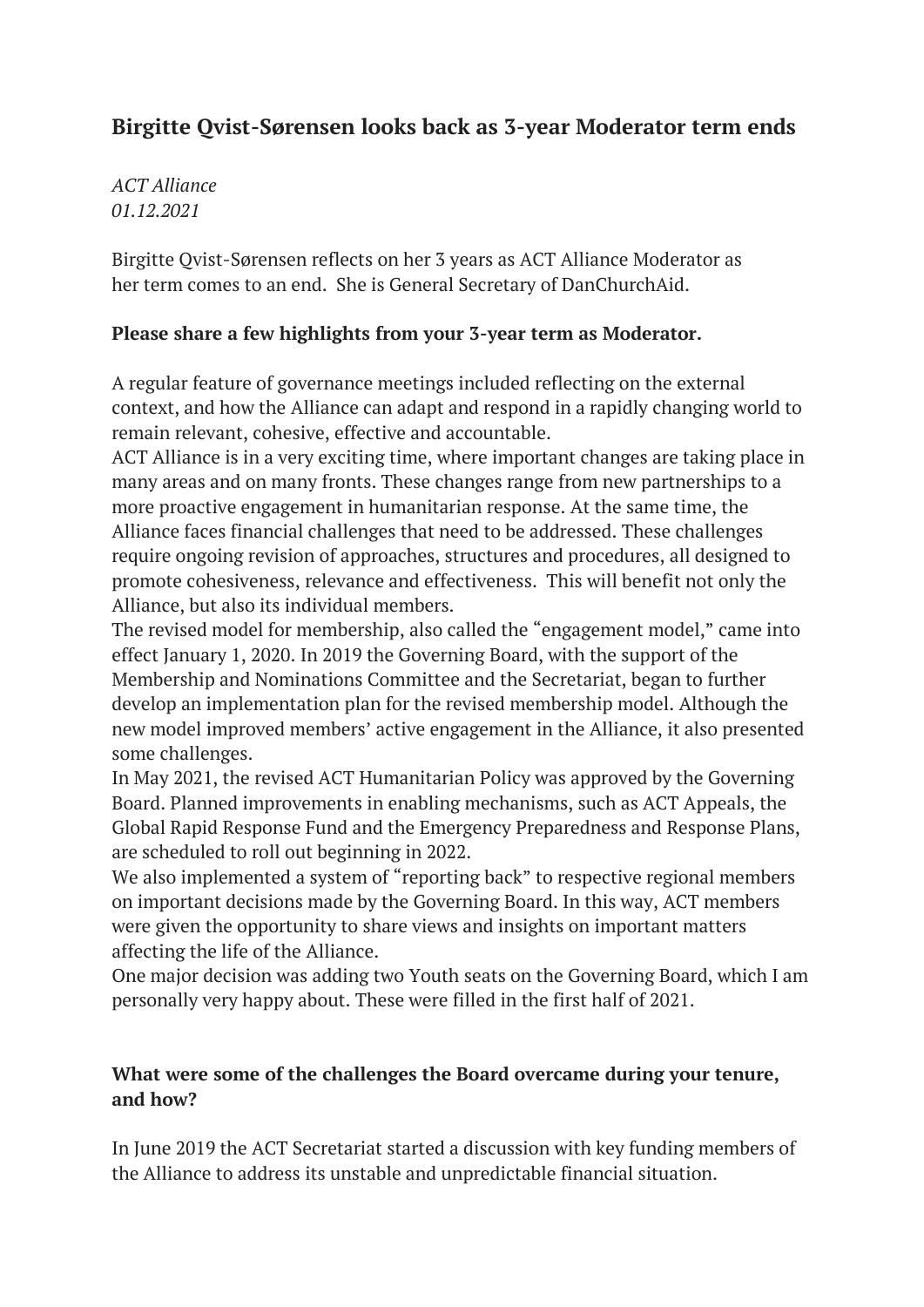# Birgitte Qvist-Sørensen looks back as 3-year Moderator term ends

*ACT Alliance*
*01.12.2021*

Birgitte Qvist-Sørensen reflects on her 3 years as ACT Alliance Moderator as her term comes to an end. She is General Secretary of DanChurchAid.

**Please share a few highlights from your 3-year term as Moderator.**

A regular feature of governance meetings included reflecting on the external context, and how the Alliance can adapt and respond in a rapidly changing world to remain relevant, cohesive, effective and accountable.

ACT Alliance is in a very exciting time, where important changes are taking place in many areas and on many fronts. These changes range from new partnerships to a more proactive engagement in humanitarian response. At the same time, the Alliance faces financial challenges that need to be addressed. These challenges require ongoing revision of approaches, structures and procedures, all designed to promote cohesiveness, relevance and effectiveness. This will benefit not only the Alliance, but also its individual members.

The revised model for membership, also called the "engagement model," came into effect January 1, 2020. In 2019 the Governing Board, with the support of the Membership and Nominations Committee and the Secretariat, began to further develop an implementation plan for the revised membership model. Although the new model improved members' active engagement in the Alliance, it also presented some challenges.

In May 2021, the revised ACT Humanitarian Policy was approved by the Governing Board. Planned improvements in enabling mechanisms, such as ACT Appeals, the Global Rapid Response Fund and the Emergency Preparedness and Response Plans, are scheduled to roll out beginning in 2022.

We also implemented a system of "reporting back" to respective regional members on important decisions made by the Governing Board. In this way, ACT members were given the opportunity to share views and insights on important matters affecting the life of the Alliance.

One major decision was adding two Youth seats on the Governing Board, which I am personally very happy about. These were filled in the first half of 2021.

**What were some of the challenges the Board overcame during your tenure, and how?**

In June 2019 the ACT Secretariat started a discussion with key funding members of the Alliance to address its unstable and unpredictable financial situation.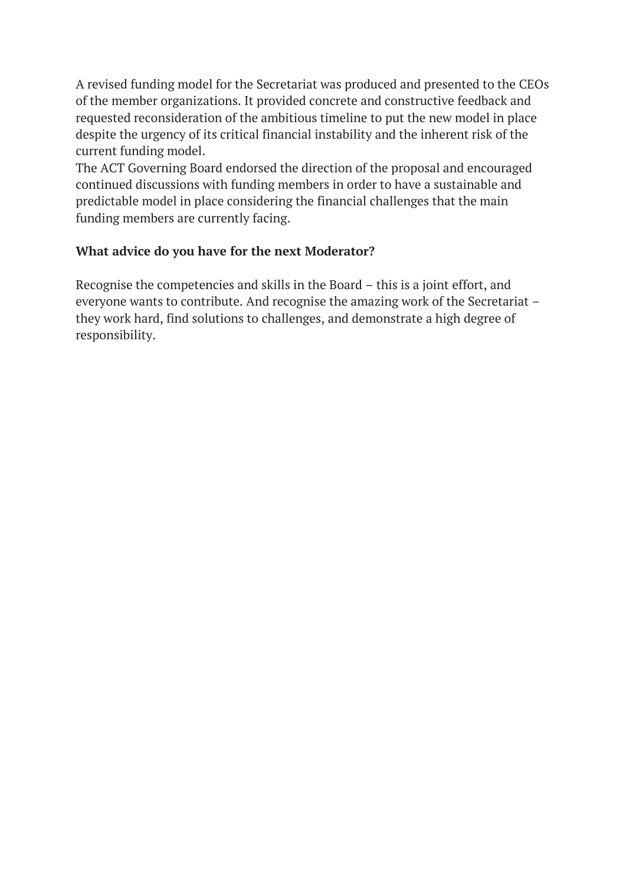A revised funding model for the Secretariat was produced and presented to the CEOs of the member organizations. It provided concrete and constructive feedback and requested reconsideration of the ambitious timeline to put the new model in place despite the urgency of its critical financial instability and the inherent risk of the current funding model.
The ACT Governing Board endorsed the direction of the proposal and encouraged continued discussions with funding members in order to have a sustainable and predictable model in place considering the financial challenges that the main funding members are currently facing.

**What advice do you have for the next Moderator?**

Recognise the competencies and skills in the Board – this is a joint effort, and everyone wants to contribute. And recognise the amazing work of the Secretariat – they work hard, find solutions to challenges, and demonstrate a high degree of responsibility.